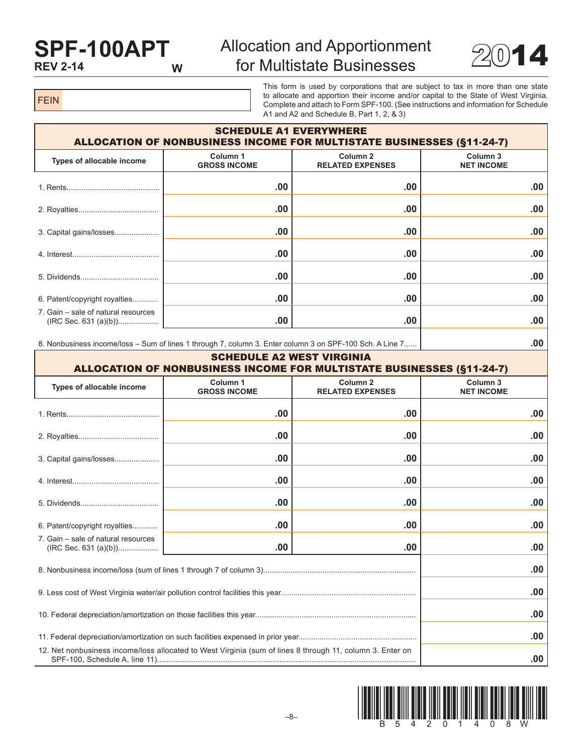# SPF-100APT

REV 2-14 W

## Allocation and Apportionment for Multistate Businesses

**2014**

FEIN

This form is used by corporations that are subject to tax in more than one state to allocate and apportion their income and/or capital to the State of West Virginia. Complete and attach to Form SPF-100. (See instructions and information for Schedule A1 and A2 and Schedule B, Part 1, 2, & 3)

### SCHEDULE A1 EVERYWHERE
### ALLOCATION OF NONBUSINESS INCOME FOR MULTISTATE BUSINESSES (§11-24-7)

| Types of allocable income | Column 1 GROSS INCOME | Column 2 RELATED EXPENSES | Column 3 NET INCOME |
|---|---|---|---|
| 1. Rents | .00 | .00 | .00 |
| 2. Royalties | .00 | .00 | .00 |
| 3. Capital gains/losses | .00 | .00 | .00 |
| 4. Interest | .00 | .00 | .00 |
| 5. Dividends | .00 | .00 | .00 |
| 6. Patent/copyright royalties | .00 | .00 | .00 |
| 7. Gain – sale of natural resources (IRC Sec. 631 (a)(b)) | .00 | .00 | .00 |
| 8. Nonbusiness income/loss – Sum of lines 1 through 7, column 3. Enter column 3 on SPF-100 Sch. A Line 7 | | | .00 |

### SCHEDULE A2 WEST VIRGINIA
### ALLOCATION OF NONBUSINESS INCOME FOR MULTISTATE BUSINESSES (§11-24-7)

| Types of allocable income | Column 1 GROSS INCOME | Column 2 RELATED EXPENSES | Column 3 NET INCOME |
|---|---|---|---|
| 1. Rents | .00 | .00 | .00 |
| 2. Royalties | .00 | .00 | .00 |
| 3. Capital gains/losses | .00 | .00 | .00 |
| 4. Interest | .00 | .00 | .00 |
| 5. Dividends | .00 | .00 | .00 |
| 6. Patent/copyright royalties | .00 | .00 | .00 |
| 7. Gain – sale of natural resources (IRC Sec. 631 (a)(b)) | .00 | .00 | .00 |
| 8. Nonbusiness income/loss (sum of lines 1 through 7 of column 3) | | | .00 |
| 9. Less cost of West Virginia water/air pollution control facilities this year | | | .00 |
| 10. Federal depreciation/amortization on those facilities this year | | | .00 |
| 11. Federal depreciation/amortization on such facilities expensed in prior year | | | .00 |
| 12. Net nonbusiness income/loss allocated to West Virginia (sum of lines 8 through 11, column 3. Enter on SPF-100, Schedule A, line 11) | | | .00 |

B 5 4 2 0 1 4 0 8 W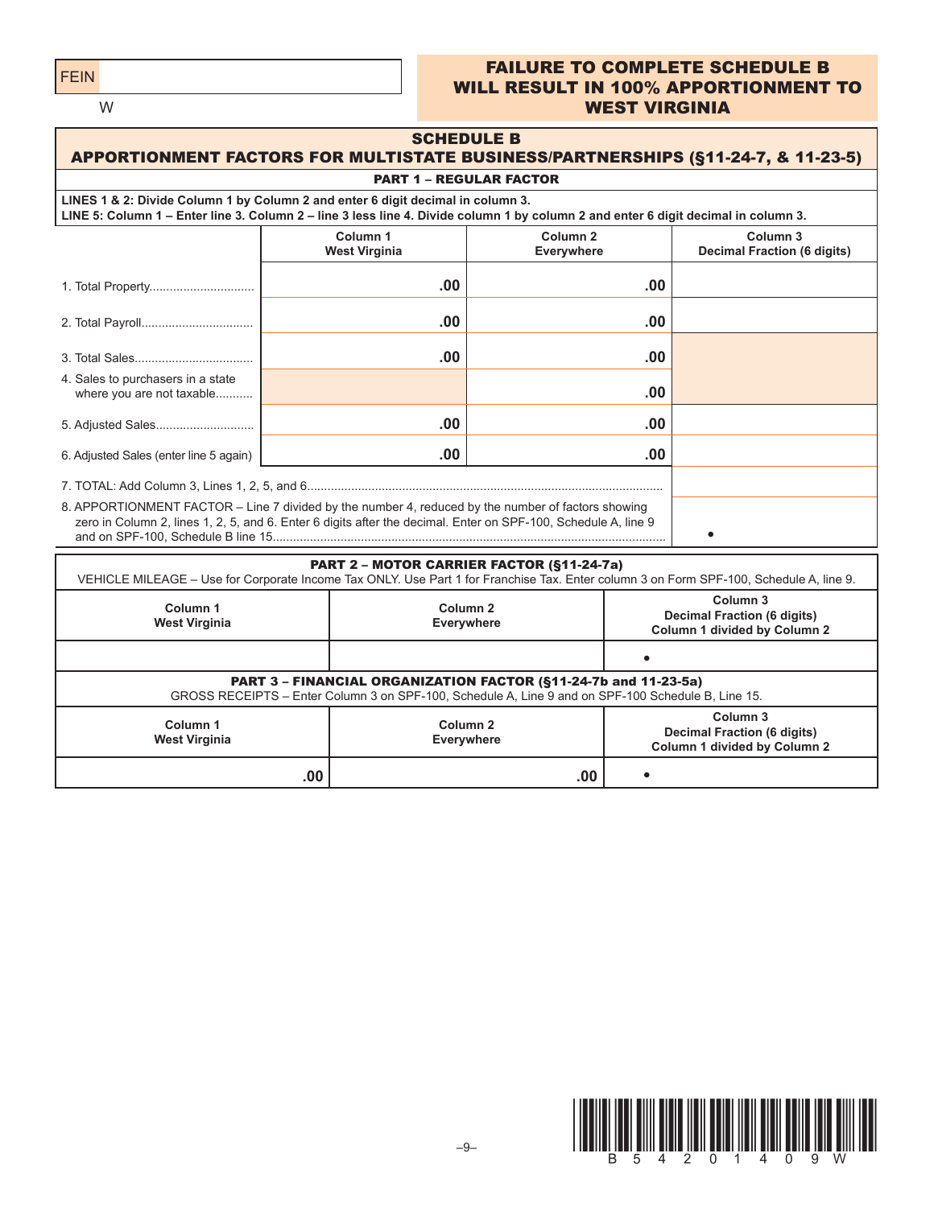FEIN

W

**FAILURE TO COMPLETE SCHEDULE B WILL RESULT IN 100% APPORTIONMENT TO WEST VIRGINIA**

## SCHEDULE B
## APPORTIONMENT FACTORS FOR MULTISTATE BUSINESS/PARTNERSHIPS (§11-24-7, & 11-23-5)

### PART 1 – REGULAR FACTOR

**LINES 1 & 2: Divide Column 1 by Column 2 and enter 6 digit decimal in column 3.**
**LINE 5: Column 1 – Enter line 3. Column 2 – line 3 less line 4. Divide column 1 by column 2 and enter 6 digit decimal in column 3.**

| | Column 1 West Virginia | Column 2 Everywhere | Column 3 Decimal Fraction (6 digits) |
|---|---|---|---|
| 1. Total Property | .00 | .00 | |
| 2. Total Payroll | .00 | .00 | |
| 3. Total Sales | .00 | .00 | |
| 4. Sales to purchasers in a state where you are not taxable | | .00 | |
| 5. Adjusted Sales | .00 | .00 | |
| 6. Adjusted Sales (enter line 5 again) | .00 | .00 | |
| 7. TOTAL: Add Column 3, Lines 1, 2, 5, and 6 | | | |
| 8. APPORTIONMENT FACTOR – Line 7 divided by the number 4, reduced by the number of factors showing zero in Column 2, lines 1, 2, 5, and 6. Enter 6 digits after the decimal. Enter on SPF-100, Schedule A, line 9 and on SPF-100, Schedule B line 15 | | | • |

### PART 2 – MOTOR CARRIER FACTOR (§11-24-7a)

VEHICLE MILEAGE – Use for Corporate Income Tax ONLY. Use Part 1 for Franchise Tax. Enter column 3 on Form SPF-100, Schedule A, line 9.

| Column 1 West Virginia | Column 2 Everywhere | Column 3 Decimal Fraction (6 digits) Column 1 divided by Column 2 |
|---|---|---|
| | | • |

### PART 3 – FINANCIAL ORGANIZATION FACTOR (§11-24-7b and 11-23-5a)

GROSS RECEIPTS – Enter Column 3 on SPF-100, Schedule A, Line 9 and on SPF-100 Schedule B, Line 15.

| Column 1 West Virginia | Column 2 Everywhere | Column 3 Decimal Fraction (6 digits) Column 1 divided by Column 2 |
|---|---|---|
| .00 | .00 | • |

B 5 4 2 0 1 4 0 9 W